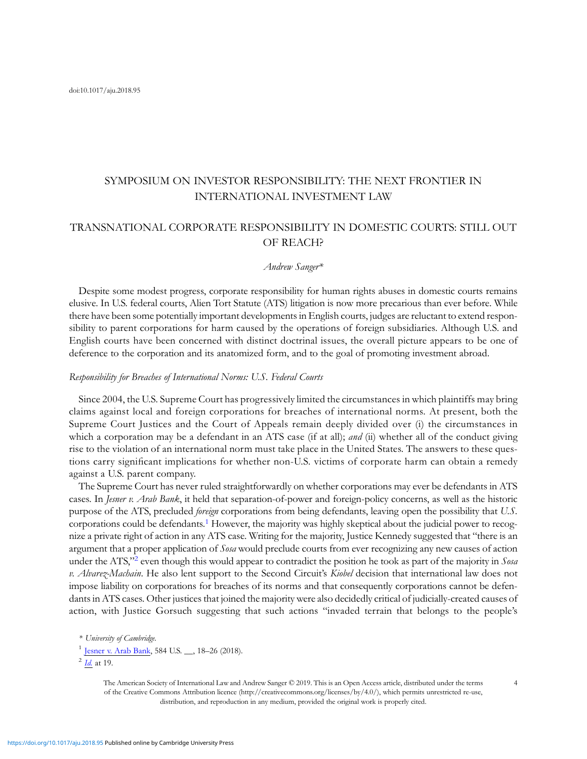doi:10.1017/aju.2018.95

# SYMPOSIUM ON INVESTOR RESPONSIBILITY: THE NEXT FRONTIER IN INTERNATIONAL INVESTMENT LAW

## TRANSNATIONAL CORPORATE RESPONSIBILITY IN DOMESTIC COURTS: STILL OUT OF REACH?

*Andrew Sanger**

Despite some modest progress, corporate responsibility for human rights abuses in domestic courts remains elusive. In U.S. federal courts, Alien Tort Statute (ATS) litigation is now more precarious than ever before. While there have been some potentially important developments in English courts, judges are reluctant to extend responsibility to parent corporations for harm caused by the operations of foreign subsidiaries. Although U.S. and English courts have been concerned with distinct doctrinal issues, the overall picture appears to be one of deference to the corporation and its anatomized form, and to the goal of promoting investment abroad.

### *Responsibility for Breaches of International Norms: U.S. Federal Courts*

Since 2004, the U.S. Supreme Court has progressively limited the circumstances in which plaintiffs may bring claims against local and foreign corporations for breaches of international norms. At present, both the Supreme Court Justices and the Court of Appeals remain deeply divided over (i) the circumstances in which a corporation may be a defendant in an ATS case (if at all); *and* (ii) whether all of the conduct giving rise to the violation of an international norm must take place in the United States. The answers to these questions carry significant implications for whether non-U.S. victims of corporate harm can obtain a remedy against a U.S. parent company.

The Supreme Court has never ruled straightforwardly on whether corporations may ever be defendants in ATS cases. In *Jesner v. Arab Bank*, it held that separation-of-power and foreign-policy concerns, as well as the historic purpose of the ATS, precluded *foreign* corporations from being defendants, leaving open the possibility that *U.S.* corporations could be defendants.[1] However, the majority was highly skeptical about the judicial power to recognize a private right of action in any ATS case. Writing for the majority, Justice Kennedy suggested that "there is an argument that a proper application of *Sosa* would preclude courts from ever recognizing any new causes of action under the ATS,"[2] even though this would appear to contradict the position he took as part of the majority in *Sosa v. Alvarez-Machain*. He also lent support to the Second Circuit's *Kiobel* decision that international law does not impose liability on corporations for breaches of its norms and that consequently corporations cannot be defendants in ATS cases. Other justices that joined the majority were also decidedly critical of judicially-created causes of action, with Justice Gorsuch suggesting that such actions "invaded terrain that belongs to the people's

\* *University of Cambridge.*

[1] Jesner v. Arab Bank, 584 U.S. __, 18–26 (2018).

[2] *Id.* at 19.

The American Society of International Law and Andrew Sanger © 2019. This is an Open Access article, distributed under the terms of the Creative Commons Attribution licence (http://creativecommons.org/licenses/by/4.0/), which permits unrestricted re-use, distribution, and reproduction in any medium, provided the original work is properly cited.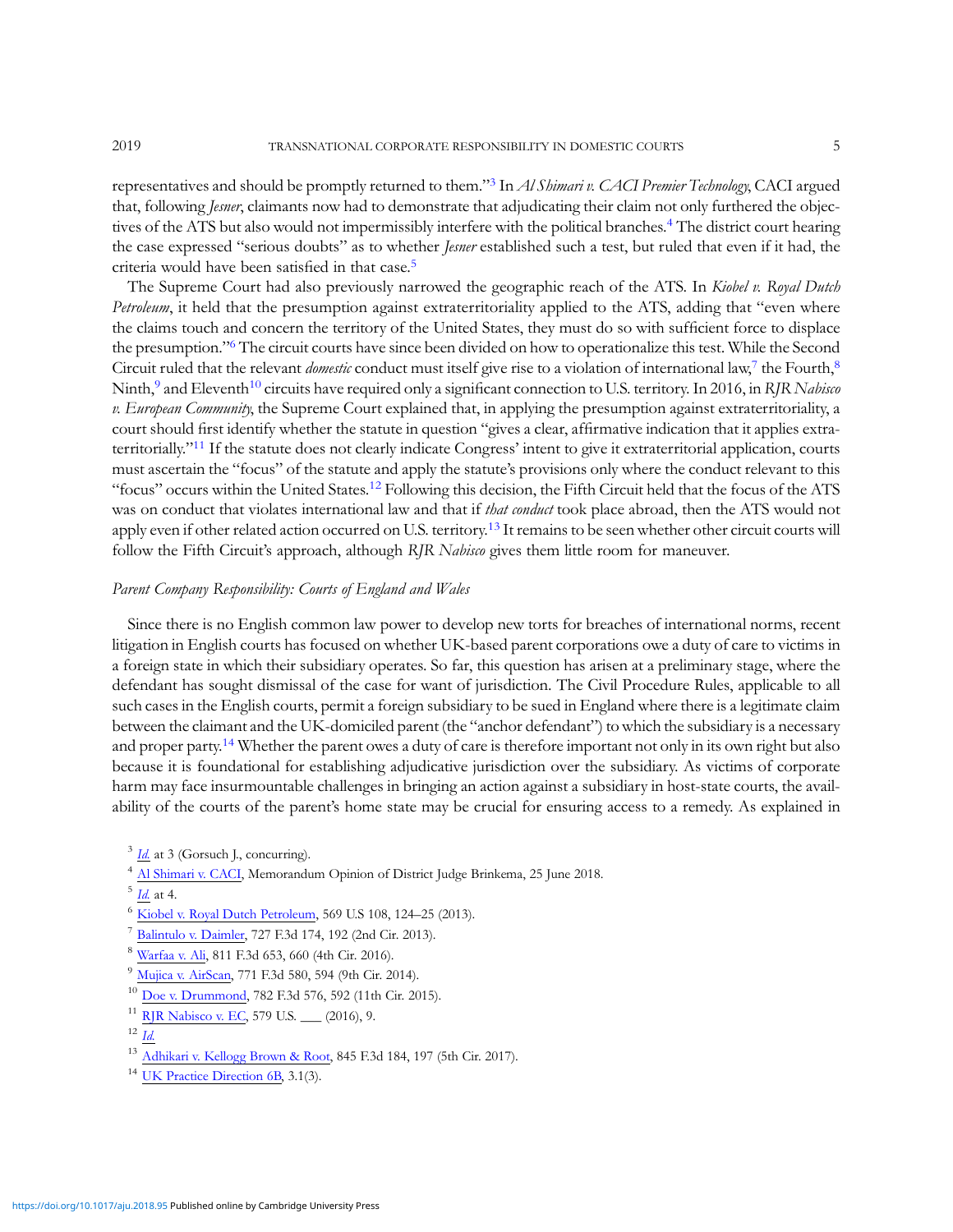representatives and should be promptly returned to them."[3] In *Al Shimari v. CACI Premier Technology*, CACI argued that, following *Jesner*, claimants now had to demonstrate that adjudicating their claim not only furthered the objectives of the ATS but also would not impermissibly interfere with the political branches.[4] The district court hearing the case expressed "serious doubts" as to whether *Jesner* established such a test, but ruled that even if it had, the criteria would have been satisfied in that case.[5]

The Supreme Court had also previously narrowed the geographic reach of the ATS. In *Kiobel v. Royal Dutch Petroleum*, it held that the presumption against extraterritoriality applied to the ATS, adding that "even where the claims touch and concern the territory of the United States, they must do so with sufficient force to displace the presumption."[6] The circuit courts have since been divided on how to operationalize this test. While the Second Circuit ruled that the relevant *domestic* conduct must itself give rise to a violation of international law,[7] the Fourth,[8] Ninth,[9] and Eleventh[10] circuits have required only a significant connection to U.S. territory. In 2016, in *RJR Nabisco v. European Community*, the Supreme Court explained that, in applying the presumption against extraterritoriality, a court should first identify whether the statute in question "gives a clear, affirmative indication that it applies extraterritorially."[11] If the statute does not clearly indicate Congress' intent to give it extraterritorial application, courts must ascertain the "focus" of the statute and apply the statute's provisions only where the conduct relevant to this "focus" occurs within the United States.[12] Following this decision, the Fifth Circuit held that the focus of the ATS was on conduct that violates international law and that if *that conduct* took place abroad, then the ATS would not apply even if other related action occurred on U.S. territory.[13] It remains to be seen whether other circuit courts will follow the Fifth Circuit's approach, although *RJR Nabisco* gives them little room for maneuver.

### *Parent Company Responsibility: Courts of England and Wales*

Since there is no English common law power to develop new torts for breaches of international norms, recent litigation in English courts has focused on whether UK-based parent corporations owe a duty of care to victims in a foreign state in which their subsidiary operates. So far, this question has arisen at a preliminary stage, where the defendant has sought dismissal of the case for want of jurisdiction. The Civil Procedure Rules, applicable to all such cases in the English courts, permit a foreign subsidiary to be sued in England where there is a legitimate claim between the claimant and the UK-domiciled parent (the "anchor defendant") to which the subsidiary is a necessary and proper party.[14] Whether the parent owes a duty of care is therefore important not only in its own right but also because it is foundational for establishing adjudicative jurisdiction over the subsidiary. As victims of corporate harm may face insurmountable challenges in bringing an action against a subsidiary in host-state courts, the availability of the courts of the parent's home state may be crucial for ensuring access to a remedy. As explained in

[3] *Id.* at 3 (Gorsuch J., concurring).

[4] Al Shimari v. CACI, Memorandum Opinion of District Judge Brinkema, 25 June 2018.

[5] *Id.* at 4.

[6] Kiobel v. Royal Dutch Petroleum, 569 U.S 108, 124–25 (2013).

[7] Balintulo v. Daimler, 727 F.3d 174, 192 (2nd Cir. 2013).

[8] Warfaa v. Ali, 811 F.3d 653, 660 (4th Cir. 2016).

[9] Mujica v. AirScan, 771 F.3d 580, 594 (9th Cir. 2014).

[10] Doe v. Drummond, 782 F.3d 576, 592 (11th Cir. 2015).

[11] RJR Nabisco v. EC, 579 U.S. ___ (2016), 9.

[12] *Id.*

[13] Adhikari v. Kellogg Brown & Root, 845 F.3d 184, 197 (5th Cir. 2017).

[14] UK Practice Direction 6B, 3.1(3).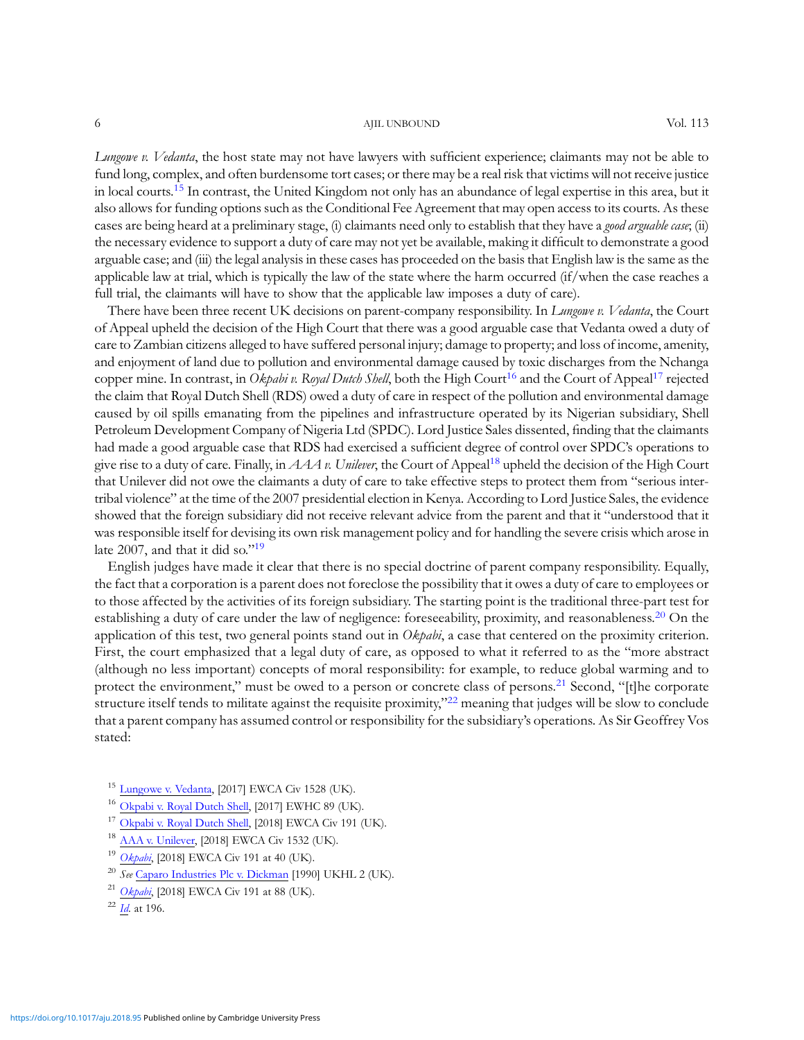*Lungowe v. Vedanta*, the host state may not have lawyers with sufficient experience; claimants may not be able to fund long, complex, and often burdensome tort cases; or there may be a real risk that victims will not receive justice in local courts.[15] In contrast, the United Kingdom not only has an abundance of legal expertise in this area, but it also allows for funding options such as the Conditional Fee Agreement that may open access to its courts. As these cases are being heard at a preliminary stage, (i) claimants need only to establish that they have a *good arguable case*; (ii) the necessary evidence to support a duty of care may not yet be available, making it difficult to demonstrate a good arguable case; and (iii) the legal analysis in these cases has proceeded on the basis that English law is the same as the applicable law at trial, which is typically the law of the state where the harm occurred (if/when the case reaches a full trial, the claimants will have to show that the applicable law imposes a duty of care).

There have been three recent UK decisions on parent-company responsibility. In *Lungowe v. Vedanta*, the Court of Appeal upheld the decision of the High Court that there was a good arguable case that Vedanta owed a duty of care to Zambian citizens alleged to have suffered personal injury; damage to property; and loss of income, amenity, and enjoyment of land due to pollution and environmental damage caused by toxic discharges from the Nchanga copper mine. In contrast, in *Okpabi v. Royal Dutch Shell*, both the High Court[16] and the Court of Appeal[17] rejected the claim that Royal Dutch Shell (RDS) owed a duty of care in respect of the pollution and environmental damage caused by oil spills emanating from the pipelines and infrastructure operated by its Nigerian subsidiary, Shell Petroleum Development Company of Nigeria Ltd (SPDC). Lord Justice Sales dissented, finding that the claimants had made a good arguable case that RDS had exercised a sufficient degree of control over SPDC's operations to give rise to a duty of care. Finally, in *AAA v. Unilever*, the Court of Appeal[18] upheld the decision of the High Court that Unilever did not owe the claimants a duty of care to take effective steps to protect them from "serious inter-tribal violence" at the time of the 2007 presidential election in Kenya. According to Lord Justice Sales, the evidence showed that the foreign subsidiary did not receive relevant advice from the parent and that it "understood that it was responsible itself for devising its own risk management policy and for handling the severe crisis which arose in late 2007, and that it did so."[19]

English judges have made it clear that there is no special doctrine of parent company responsibility. Equally, the fact that a corporation is a parent does not foreclose the possibility that it owes a duty of care to employees or to those affected by the activities of its foreign subsidiary. The starting point is the traditional three-part test for establishing a duty of care under the law of negligence: foreseeability, proximity, and reasonableness.[20] On the application of this test, two general points stand out in *Okpabi*, a case that centered on the proximity criterion. First, the court emphasized that a legal duty of care, as opposed to what it referred to as the "more abstract (although no less important) concepts of moral responsibility: for example, to reduce global warming and to protect the environment," must be owed to a person or concrete class of persons.[21] Second, "[t]he corporate structure itself tends to militate against the requisite proximity,"[22] meaning that judges will be slow to conclude that a parent company has assumed control or responsibility for the subsidiary's operations. As Sir Geoffrey Vos stated:

---

[15] Lungowe v. Vedanta, [2017] EWCA Civ 1528 (UK).

[16] Okpabi v. Royal Dutch Shell, [2017] EWHC 89 (UK).

[17] Okpabi v. Royal Dutch Shell, [2018] EWCA Civ 191 (UK).

[18] AAA v. Unilever, [2018] EWCA Civ 1532 (UK).

[19] *Okpabi*, [2018] EWCA Civ 191 at 40 (UK).

[20] *See* Caparo Industries Plc v. Dickman [1990] UKHL 2 (UK).

[21] *Okpabi*, [2018] EWCA Civ 191 at 88 (UK).

[22] *Id.* at 196.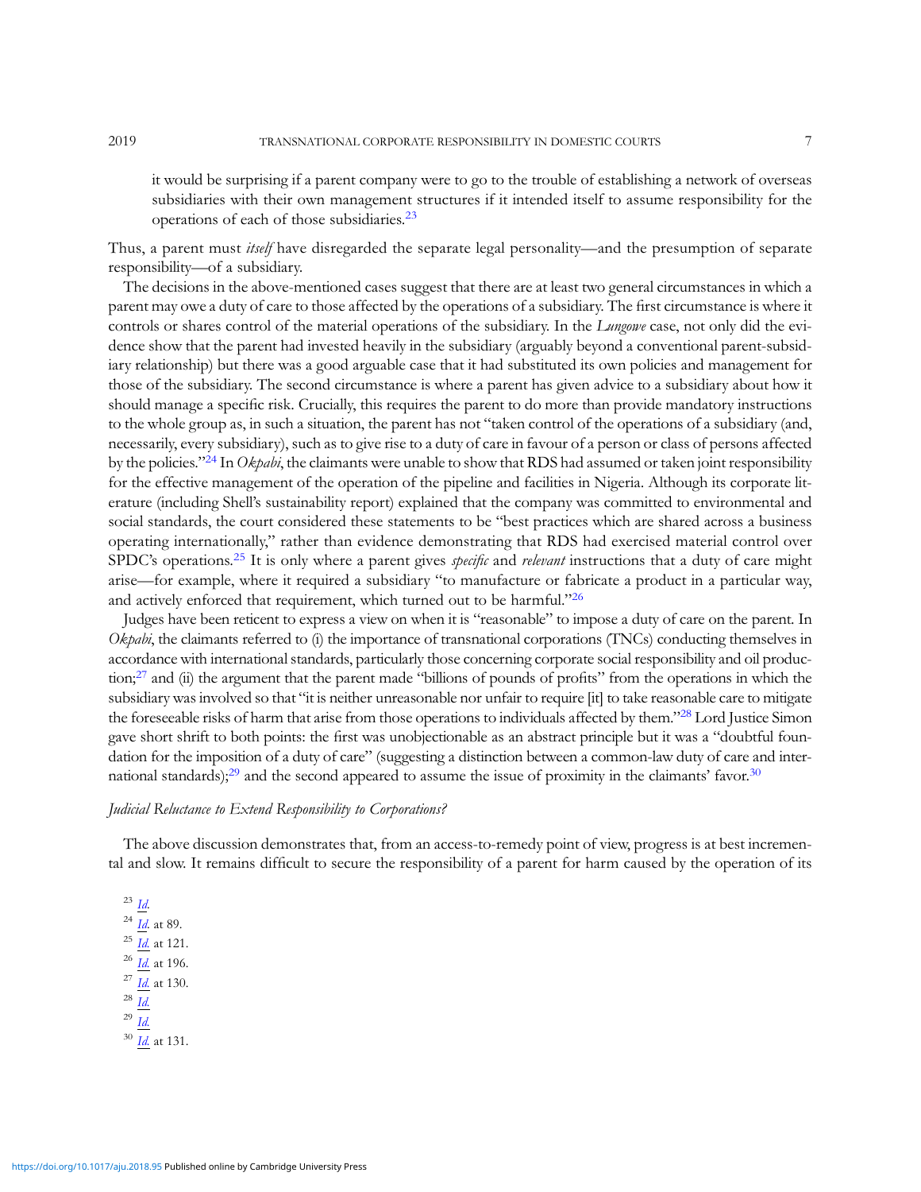> it would be surprising if a parent company were to go to the trouble of establishing a network of overseas subsidiaries with their own management structures if it intended itself to assume responsibility for the operations of each of those subsidiaries.[23]

Thus, a parent must *itself* have disregarded the separate legal personality—and the presumption of separate responsibility—of a subsidiary.

The decisions in the above-mentioned cases suggest that there are at least two general circumstances in which a parent may owe a duty of care to those affected by the operations of a subsidiary. The first circumstance is where it controls or shares control of the material operations of the subsidiary. In the *Lungowe* case, not only did the evidence show that the parent had invested heavily in the subsidiary (arguably beyond a conventional parent-subsidiary relationship) but there was a good arguable case that it had substituted its own policies and management for those of the subsidiary. The second circumstance is where a parent has given advice to a subsidiary about how it should manage a specific risk. Crucially, this requires the parent to do more than provide mandatory instructions to the whole group as, in such a situation, the parent has not "taken control of the operations of a subsidiary (and, necessarily, every subsidiary), such as to give rise to a duty of care in favour of a person or class of persons affected by the policies."[24] In *Okpabi*, the claimants were unable to show that RDS had assumed or taken joint responsibility for the effective management of the operation of the pipeline and facilities in Nigeria. Although its corporate literature (including Shell's sustainability report) explained that the company was committed to environmental and social standards, the court considered these statements to be "best practices which are shared across a business operating internationally," rather than evidence demonstrating that RDS had exercised material control over SPDC's operations.[25] It is only where a parent gives *specific* and *relevant* instructions that a duty of care might arise—for example, where it required a subsidiary "to manufacture or fabricate a product in a particular way, and actively enforced that requirement, which turned out to be harmful."[26]

Judges have been reticent to express a view on when it is "reasonable" to impose a duty of care on the parent. In *Okpabi*, the claimants referred to (i) the importance of transnational corporations (TNCs) conducting themselves in accordance with international standards, particularly those concerning corporate social responsibility and oil production;[27] and (ii) the argument that the parent made "billions of pounds of profits" from the operations in which the subsidiary was involved so that "it is neither unreasonable nor unfair to require [it] to take reasonable care to mitigate the foreseeable risks of harm that arise from those operations to individuals affected by them."[28] Lord Justice Simon gave short shrift to both points: the first was unobjectionable as an abstract principle but it was a "doubtful foundation for the imposition of a duty of care" (suggesting a distinction between a common-law duty of care and international standards);[29] and the second appeared to assume the issue of proximity in the claimants' favor.[30]

### *Judicial Reluctance to Extend Responsibility to Corporations?*

The above discussion demonstrates that, from an access-to-remedy point of view, progress is at best incremental and slow. It remains difficult to secure the responsibility of a parent for harm caused by the operation of its

---

[23] *Id.*

[24] *Id.* at 89.

[25] *Id.* at 121.

[26] *Id.* at 196.

[27] *Id.* at 130.

[28] *Id.*

[29] *Id.*

[30] *Id.* at 131.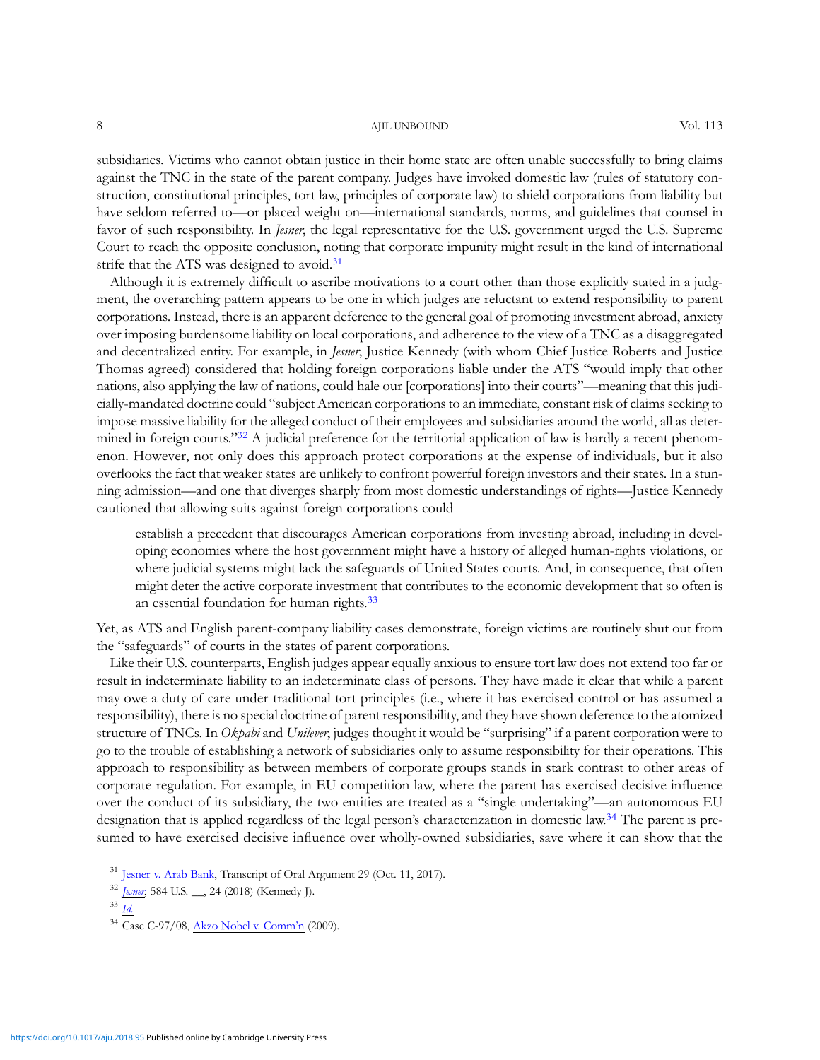subsidiaries. Victims who cannot obtain justice in their home state are often unable successfully to bring claims against the TNC in the state of the parent company. Judges have invoked domestic law (rules of statutory construction, constitutional principles, tort law, principles of corporate law) to shield corporations from liability but have seldom referred to—or placed weight on—international standards, norms, and guidelines that counsel in favor of such responsibility. In *Jesner*, the legal representative for the U.S. government urged the U.S. Supreme Court to reach the opposite conclusion, noting that corporate impunity might result in the kind of international strife that the ATS was designed to avoid.[31]

Although it is extremely difficult to ascribe motivations to a court other than those explicitly stated in a judgment, the overarching pattern appears to be one in which judges are reluctant to extend responsibility to parent corporations. Instead, there is an apparent deference to the general goal of promoting investment abroad, anxiety over imposing burdensome liability on local corporations, and adherence to the view of a TNC as a disaggregated and decentralized entity. For example, in *Jesner*, Justice Kennedy (with whom Chief Justice Roberts and Justice Thomas agreed) considered that holding foreign corporations liable under the ATS "would imply that other nations, also applying the law of nations, could hale our [corporations] into their courts"—meaning that this judicially-mandated doctrine could "subject American corporations to an immediate, constant risk of claims seeking to impose massive liability for the alleged conduct of their employees and subsidiaries around the world, all as determined in foreign courts."[32] A judicial preference for the territorial application of law is hardly a recent phenomenon. However, not only does this approach protect corporations at the expense of individuals, but it also overlooks the fact that weaker states are unlikely to confront powerful foreign investors and their states. In a stunning admission—and one that diverges sharply from most domestic understandings of rights—Justice Kennedy cautioned that allowing suits against foreign corporations could

> establish a precedent that discourages American corporations from investing abroad, including in developing economies where the host government might have a history of alleged human-rights violations, or where judicial systems might lack the safeguards of United States courts. And, in consequence, that often might deter the active corporate investment that contributes to the economic development that so often is an essential foundation for human rights.[33]

Yet, as ATS and English parent-company liability cases demonstrate, foreign victims are routinely shut out from the "safeguards" of courts in the states of parent corporations.

Like their U.S. counterparts, English judges appear equally anxious to ensure tort law does not extend too far or result in indeterminate liability to an indeterminate class of persons. They have made it clear that while a parent may owe a duty of care under traditional tort principles (i.e., where it has exercised control or has assumed a responsibility), there is no special doctrine of parent responsibility, and they have shown deference to the atomized structure of TNCs. In *Okpabi* and *Unilever*, judges thought it would be "surprising" if a parent corporation were to go to the trouble of establishing a network of subsidiaries only to assume responsibility for their operations. This approach to responsibility as between members of corporate groups stands in stark contrast to other areas of corporate regulation. For example, in EU competition law, where the parent has exercised decisive influence over the conduct of its subsidiary, the two entities are treated as a "single undertaking"—an autonomous EU designation that is applied regardless of the legal person's characterization in domestic law.[34] The parent is presumed to have exercised decisive influence over wholly-owned subsidiaries, save where it can show that the

---

[31] Jesner v. Arab Bank, Transcript of Oral Argument 29 (Oct. 11, 2017).

[32] *Jesner*, 584 U.S. __, 24 (2018) (Kennedy J).

[33] *Id.*

[34] Case C-97/08, Akzo Nobel v. Comm'n (2009).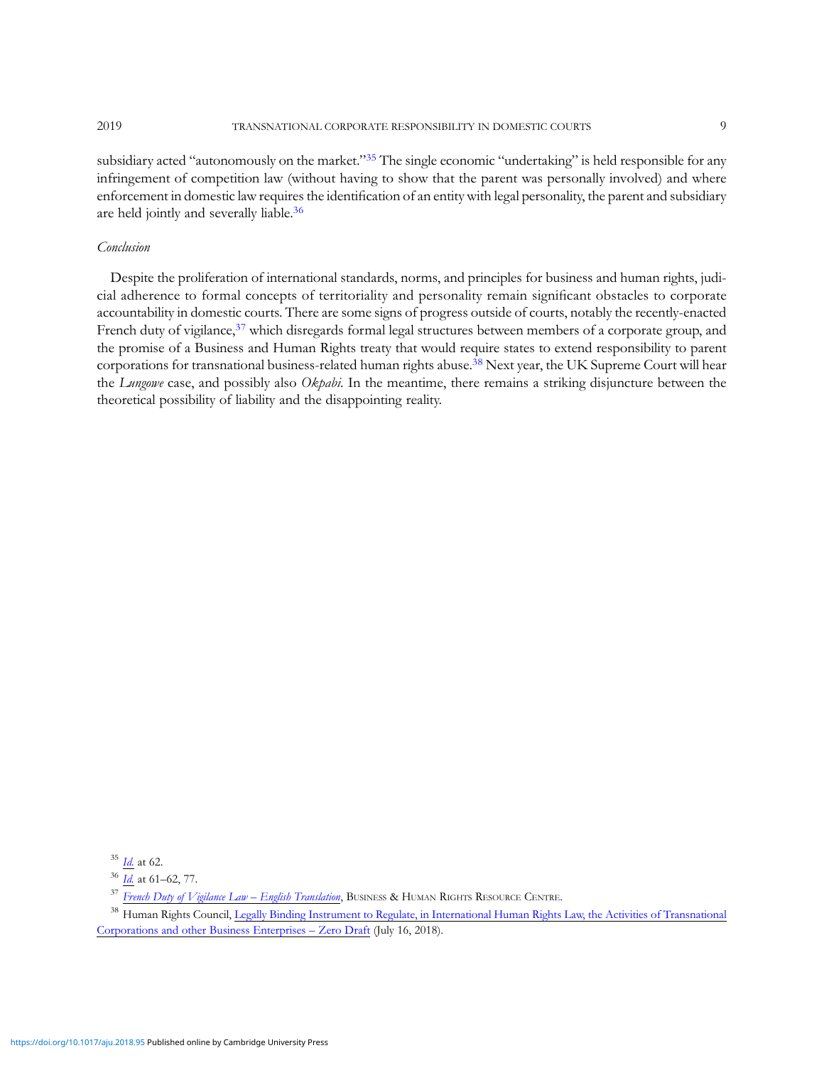subsidiary acted "autonomously on the market."[35] The single economic "undertaking" is held responsible for any infringement of competition law (without having to show that the parent was personally involved) and where enforcement in domestic law requires the identification of an entity with legal personality, the parent and subsidiary are held jointly and severally liable.[36]

*Conclusion*

Despite the proliferation of international standards, norms, and principles for business and human rights, judicial adherence to formal concepts of territoriality and personality remain significant obstacles to corporate accountability in domestic courts. There are some signs of progress outside of courts, notably the recently-enacted French duty of vigilance,[37] which disregards formal legal structures between members of a corporate group, and the promise of a Business and Human Rights treaty that would require states to extend responsibility to parent corporations for transnational business-related human rights abuse.[38] Next year, the UK Supreme Court will hear the *Lungowe* case, and possibly also *Okpabi*. In the meantime, there remains a striking disjuncture between the theoretical possibility of liability and the disappointing reality.

---

[35] *Id.* at 62.

[36] *Id.* at 61–62, 77.

[37] *French Duty of Vigilance Law – English Translation*, Business & Human Rights Resource Centre.

[38] Human Rights Council, Legally Binding Instrument to Regulate, in International Human Rights Law, the Activities of Transnational Corporations and other Business Enterprises – Zero Draft (July 16, 2018).